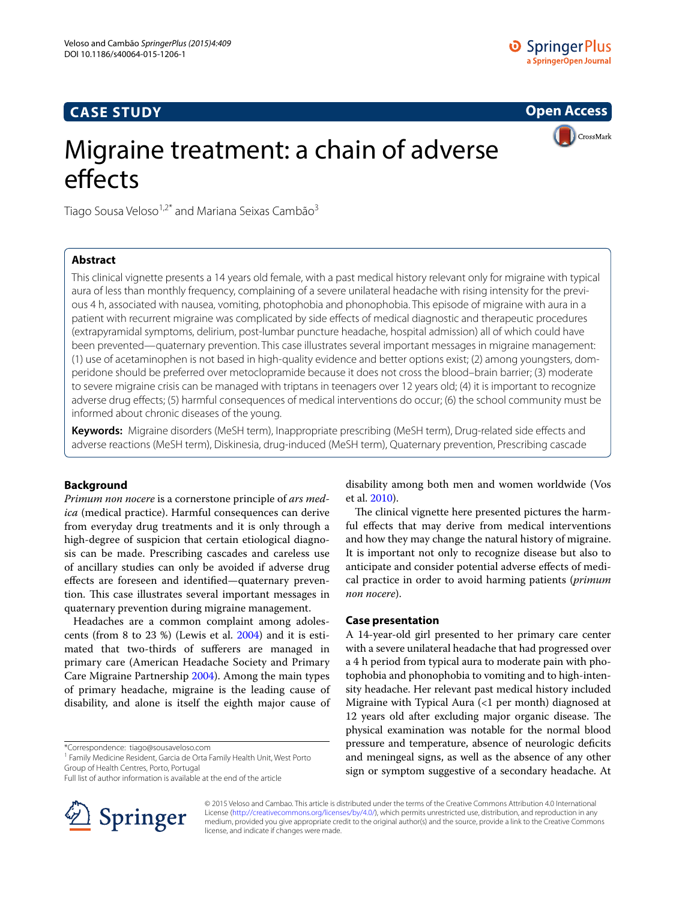CASE STUDY

Open Access

# Migraine treatment: a chain of adverse effects

Tiago Sousa Veloso[1,2*] and Mariana Seixas Cambão[3]

## Abstract

This clinical vignette presents a 14 years old female, with a past medical history relevant only for migraine with typical aura of less than monthly frequency, complaining of a severe unilateral headache with rising intensity for the previous 4 h, associated with nausea, vomiting, photophobia and phonophobia. This episode of migraine with aura in a patient with recurrent migraine was complicated by side effects of medical diagnostic and therapeutic procedures (extrapyramidal symptoms, delirium, post-lumbar puncture headache, hospital admission) all of which could have been prevented—quaternary prevention. This case illustrates several important messages in migraine management: (1) use of acetaminophen is not based in high-quality evidence and better options exist; (2) among youngsters, domperidone should be preferred over metoclopramide because it does not cross the blood–brain barrier; (3) moderate to severe migraine crisis can be managed with triptans in teenagers over 12 years old; (4) it is important to recognize adverse drug effects; (5) harmful consequences of medical interventions do occur; (6) the school community must be informed about chronic diseases of the young.

**Keywords:** Migraine disorders (MeSH term), Inappropriate prescribing (MeSH term), Drug-related side effects and adverse reactions (MeSH term), Diskinesia, drug-induced (MeSH term), Quaternary prevention, Prescribing cascade

## Background

*Primum non nocere* is a cornerstone principle of *ars medica* (medical practice). Harmful consequences can derive from everyday drug treatments and it is only through a high-degree of suspicion that certain etiological diagnosis can be made. Prescribing cascades and careless use of ancillary studies can only be avoided if adverse drug effects are foreseen and identified—quaternary prevention. This case illustrates several important messages in quaternary prevention during migraine management.

Headaches are a common complaint among adolescents (from 8 to 23 %) (Lewis et al. 2004) and it is estimated that two-thirds of sufferers are managed in primary care (American Headache Society and Primary Care Migraine Partnership 2004). Among the main types of primary headache, migraine is the leading cause of disability, and alone is itself the eighth major cause of disability among both men and women worldwide (Vos et al. 2010).

The clinical vignette here presented pictures the harmful effects that may derive from medical interventions and how they may change the natural history of migraine. It is important not only to recognize disease but also to anticipate and consider potential adverse effects of medical practice in order to avoid harming patients (*primum non nocere*).

## Case presentation

A 14-year-old girl presented to her primary care center with a severe unilateral headache that had progressed over a 4 h period from typical aura to moderate pain with photophobia and phonophobia to vomiting and to high-intensity headache. Her relevant past medical history included Migraine with Typical Aura (<1 per month) diagnosed at 12 years old after excluding major organic disease. The physical examination was notable for the normal blood pressure and temperature, absence of neurologic deficits and meningeal signs, as well as the absence of any other sign or symptom suggestive of a secondary headache. At

*Correspondence: tiago@sousaveloso.com
[1] Family Medicine Resident, Garcia de Orta Family Health Unit, West Porto Group of Health Centres, Porto, Portugal
Full list of author information is available at the end of the article

© 2015 Veloso and Cambao. This article is distributed under the terms of the Creative Commons Attribution 4.0 International License (http://creativecommons.org/licenses/by/4.0/), which permits unrestricted use, distribution, and reproduction in any medium, provided you give appropriate credit to the original author(s) and the source, provide a link to the Creative Commons license, and indicate if changes were made.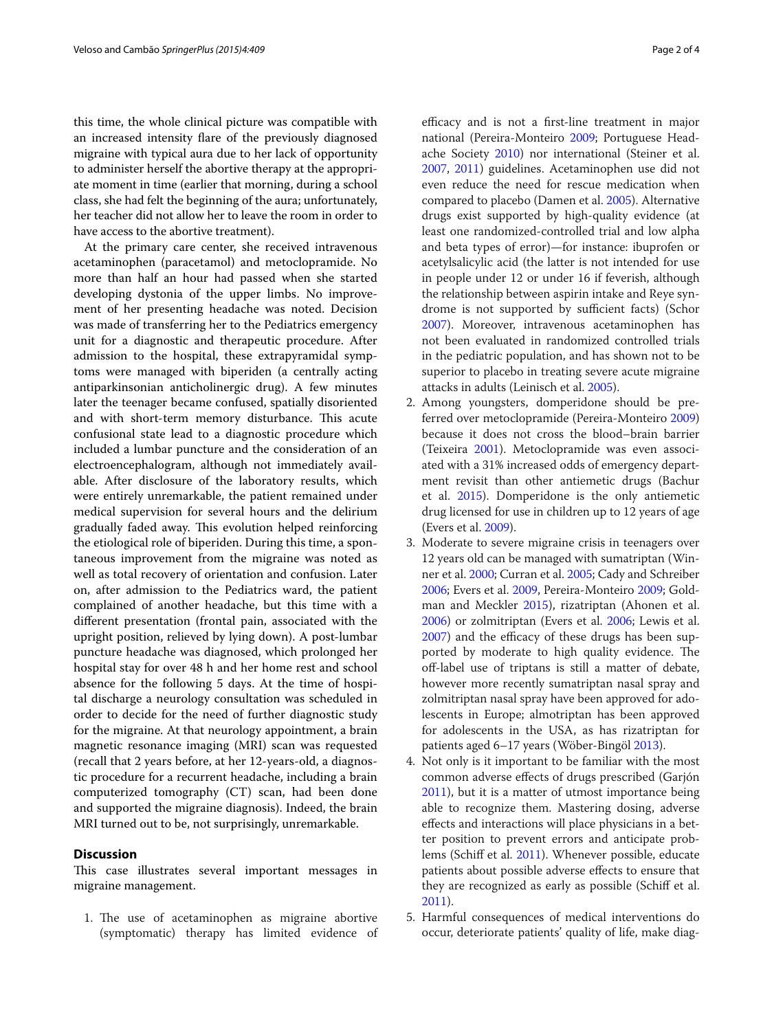this time, the whole clinical picture was compatible with an increased intensity flare of the previously diagnosed migraine with typical aura due to her lack of opportunity to administer herself the abortive therapy at the appropriate moment in time (earlier that morning, during a school class, she had felt the beginning of the aura; unfortunately, her teacher did not allow her to leave the room in order to have access to the abortive treatment).

At the primary care center, she received intravenous acetaminophen (paracetamol) and metoclopramide. No more than half an hour had passed when she started developing dystonia of the upper limbs. No improvement of her presenting headache was noted. Decision was made of transferring her to the Pediatrics emergency unit for a diagnostic and therapeutic procedure. After admission to the hospital, these extrapyramidal symptoms were managed with biperiden (a centrally acting antiparkinsonian anticholinergic drug). A few minutes later the teenager became confused, spatially disoriented and with short-term memory disturbance. This acute confusional state lead to a diagnostic procedure which included a lumbar puncture and the consideration of an electroencephalogram, although not immediately available. After disclosure of the laboratory results, which were entirely unremarkable, the patient remained under medical supervision for several hours and the delirium gradually faded away. This evolution helped reinforcing the etiological role of biperiden. During this time, a spontaneous improvement from the migraine was noted as well as total recovery of orientation and confusion. Later on, after admission to the Pediatrics ward, the patient complained of another headache, but this time with a different presentation (frontal pain, associated with the upright position, relieved by lying down). A post-lumbar puncture headache was diagnosed, which prolonged her hospital stay for over 48 h and her home rest and school absence for the following 5 days. At the time of hospital discharge a neurology consultation was scheduled in order to decide for the need of further diagnostic study for the migraine. At that neurology appointment, a brain magnetic resonance imaging (MRI) scan was requested (recall that 2 years before, at her 12-years-old, a diagnostic procedure for a recurrent headache, including a brain computerized tomography (CT) scan, had been done and supported the migraine diagnosis). Indeed, the brain MRI turned out to be, not surprisingly, unremarkable.

## Discussion

This case illustrates several important messages in migraine management.

1. The use of acetaminophen as migraine abortive (symptomatic) therapy has limited evidence of efficacy and is not a first-line treatment in major national (Pereira-Monteiro 2009; Portuguese Headache Society 2010) nor international (Steiner et al. 2007, 2011) guidelines. Acetaminophen use did not even reduce the need for rescue medication when compared to placebo (Damen et al. 2005). Alternative drugs exist supported by high-quality evidence (at least one randomized-controlled trial and low alpha and beta types of error)—for instance: ibuprofen or acetylsalicylic acid (the latter is not intended for use in people under 12 or under 16 if feverish, although the relationship between aspirin intake and Reye syndrome is not supported by sufficient facts) (Schor 2007). Moreover, intravenous acetaminophen has not been evaluated in randomized controlled trials in the pediatric population, and has shown not to be superior to placebo in treating severe acute migraine attacks in adults (Leinisch et al. 2005).
2. Among youngsters, domperidone should be preferred over metoclopramide (Pereira-Monteiro 2009) because it does not cross the blood–brain barrier (Teixeira 2001). Metoclopramide was even associated with a 31% increased odds of emergency department revisit than other antiemetic drugs (Bachur et al. 2015). Domperidone is the only antiemetic drug licensed for use in children up to 12 years of age (Evers et al. 2009).
3. Moderate to severe migraine crisis in teenagers over 12 years old can be managed with sumatriptan (Winner et al. 2000; Curran et al. 2005; Cady and Schreiber 2006; Evers et al. 2009, Pereira-Monteiro 2009; Goldman and Meckler 2015), rizatriptan (Ahonen et al. 2006) or zolmitriptan (Evers et al. 2006; Lewis et al. 2007) and the efficacy of these drugs has been supported by moderate to high quality evidence. The off-label use of triptans is still a matter of debate, however more recently sumatriptan nasal spray and zolmitriptan nasal spray have been approved for adolescents in Europe; almotriptan has been approved for adolescents in the USA, as has rizatriptan for patients aged 6–17 years (Wöber-Bingöl 2013).
4. Not only is it important to be familiar with the most common adverse effects of drugs prescribed (Garjón 2011), but it is a matter of utmost importance being able to recognize them. Mastering dosing, adverse effects and interactions will place physicians in a better position to prevent errors and anticipate problems (Schiff et al. 2011). Whenever possible, educate patients about possible adverse effects to ensure that they are recognized as early as possible (Schiff et al. 2011).
5. Harmful consequences of medical interventions do occur, deteriorate patients' quality of life, make diag-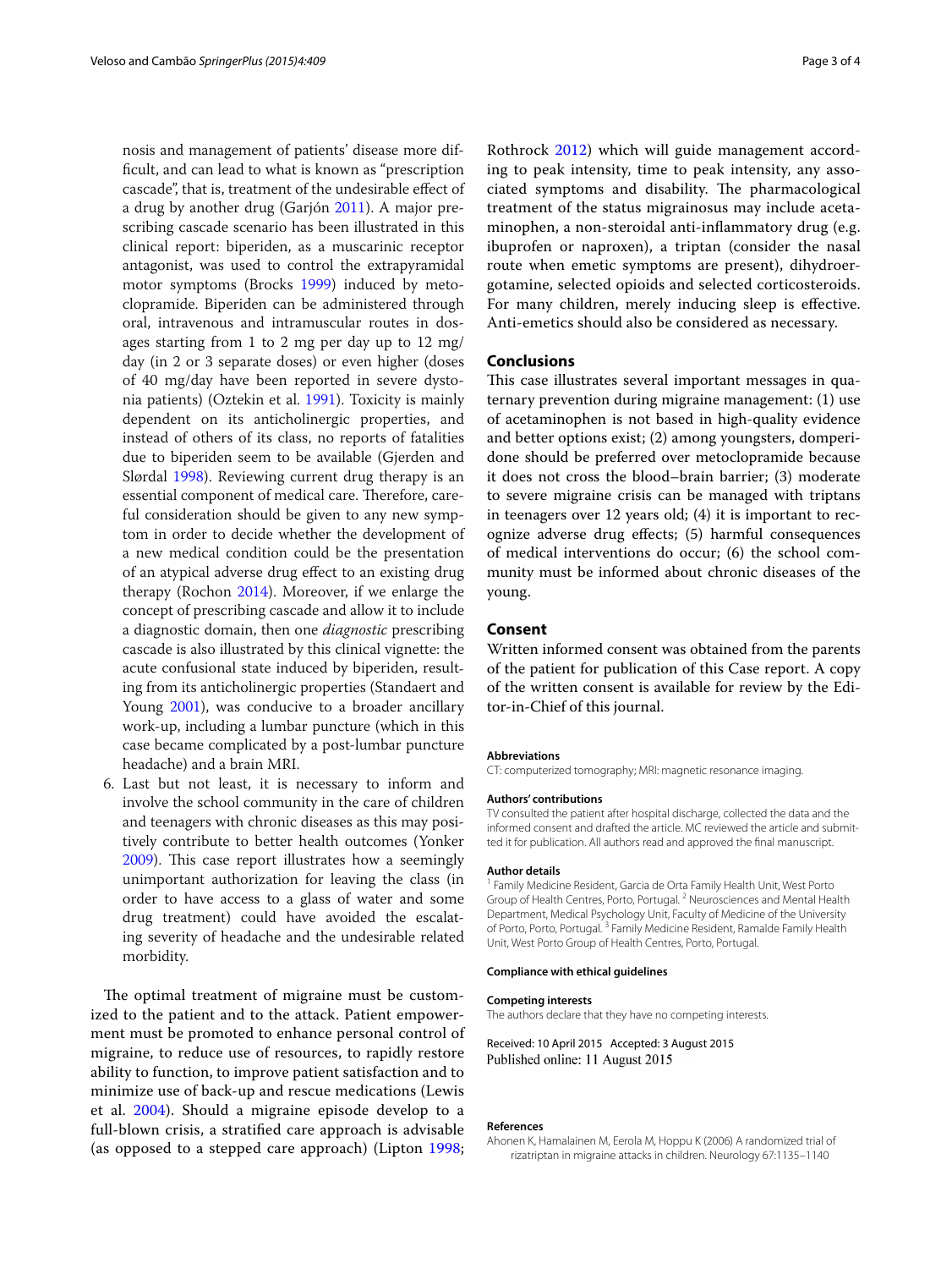nosis and management of patients' disease more difficult, and can lead to what is known as "prescription cascade", that is, treatment of the undesirable effect of a drug by another drug (Garjón 2011). A major prescribing cascade scenario has been illustrated in this clinical report: biperiden, as a muscarinic receptor antagonist, was used to control the extrapyramidal motor symptoms (Brocks 1999) induced by metoclopramide. Biperiden can be administered through oral, intravenous and intramuscular routes in dosages starting from 1 to 2 mg per day up to 12 mg/day (in 2 or 3 separate doses) or even higher (doses of 40 mg/day have been reported in severe dystonia patients) (Oztekin et al. 1991). Toxicity is mainly dependent on its anticholinergic properties, and instead of others of its class, no reports of fatalities due to biperiden seem to be available (Gjerden and Slørdal 1998). Reviewing current drug therapy is an essential component of medical care. Therefore, careful consideration should be given to any new symptom in order to decide whether the development of a new medical condition could be the presentation of an atypical adverse drug effect to an existing drug therapy (Rochon 2014). Moreover, if we enlarge the concept of prescribing cascade and allow it to include a diagnostic domain, then one *diagnostic* prescribing cascade is also illustrated by this clinical vignette: the acute confusional state induced by biperiden, resulting from its anticholinergic properties (Standaert and Young 2001), was conducive to a broader ancillary work-up, including a lumbar puncture (which in this case became complicated by a post-lumbar puncture headache) and a brain MRI.

6. Last but not least, it is necessary to inform and involve the school community in the care of children and teenagers with chronic diseases as this may positively contribute to better health outcomes (Yonker 2009). This case report illustrates how a seemingly unimportant authorization for leaving the class (in order to have access to a glass of water and some drug treatment) could have avoided the escalating severity of headache and the undesirable related morbidity.

The optimal treatment of migraine must be customized to the patient and to the attack. Patient empowerment must be promoted to enhance personal control of migraine, to reduce use of resources, to rapidly restore ability to function, to improve patient satisfaction and to minimize use of back-up and rescue medications (Lewis et al. 2004). Should a migraine episode develop to a full-blown crisis, a stratified care approach is advisable (as opposed to a stepped care approach) (Lipton 1998; Rothrock 2012) which will guide management according to peak intensity, time to peak intensity, any associated symptoms and disability. The pharmacological treatment of the status migrainosus may include acetaminophen, a non-steroidal anti-inflammatory drug (e.g. ibuprofen or naproxen), a triptan (consider the nasal route when emetic symptoms are present), dihydroergotamine, selected opioids and selected corticosteroids. For many children, merely inducing sleep is effective. Anti-emetics should also be considered as necessary.

## Conclusions

This case illustrates several important messages in quaternary prevention during migraine management: (1) use of acetaminophen is not based in high-quality evidence and better options exist; (2) among youngsters, domperidone should be preferred over metoclopramide because it does not cross the blood–brain barrier; (3) moderate to severe migraine crisis can be managed with triptans in teenagers over 12 years old; (4) it is important to recognize adverse drug effects; (5) harmful consequences of medical interventions do occur; (6) the school community must be informed about chronic diseases of the young.

## Consent

Written informed consent was obtained from the parents of the patient for publication of this Case report. A copy of the written consent is available for review by the Editor-in-Chief of this journal.

### Abbreviations

CT: computerized tomography; MRI: magnetic resonance imaging.

### Authors' contributions

TV consulted the patient after hospital discharge, collected the data and the informed consent and drafted the article. MC reviewed the article and submitted it for publication. All authors read and approved the final manuscript.

### Author details

[1] Family Medicine Resident, Garcia de Orta Family Health Unit, West Porto Group of Health Centres, Porto, Portugal. [2] Neurosciences and Mental Health Department, Medical Psychology Unit, Faculty of Medicine of the University of Porto, Porto, Portugal. [3] Family Medicine Resident, Ramalde Family Health Unit, West Porto Group of Health Centres, Porto, Portugal.

### Compliance with ethical guidelines

### Competing interests

The authors declare that they have no competing interests.

Received: 10 April 2015 Accepted: 3 August 2015
Published online: 11 August 2015

### References

Ahonen K, Hamalainen M, Eerola M, Hoppu K (2006) A randomized trial of rizatriptan in migraine attacks in children. Neurology 67:1135–1140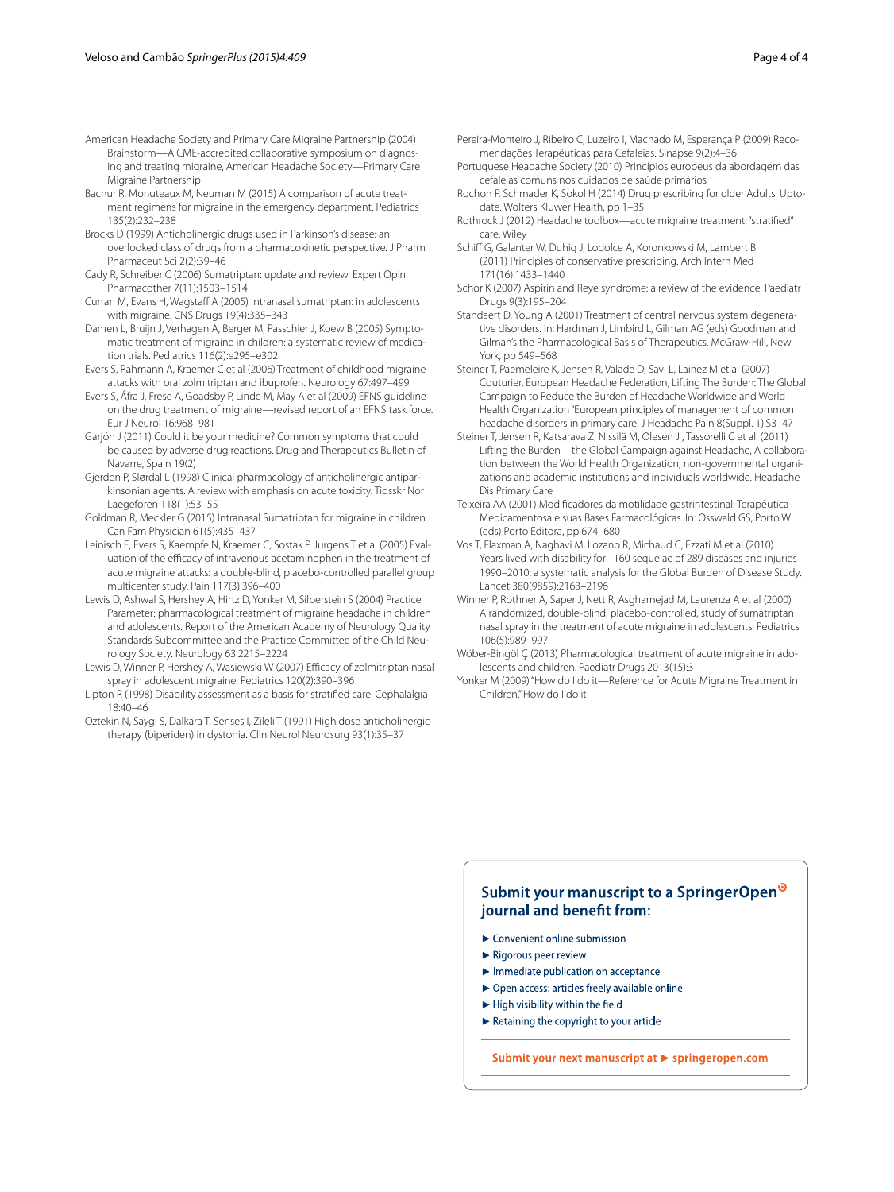American Headache Society and Primary Care Migraine Partnership (2004) Brainstorm—A CME-accredited collaborative symposium on diagnosing and treating migraine, American Headache Society—Primary Care Migraine Partnership

Bachur R, Monuteaux M, Neuman M (2015) A comparison of acute treatment regimens for migraine in the emergency department. Pediatrics 135(2):232–238

Brocks D (1999) Anticholinergic drugs used in Parkinson's disease: an overlooked class of drugs from a pharmacokinetic perspective. J Pharm Pharmaceut Sci 2(2):39–46

Cady R, Schreiber C (2006) Sumatriptan: update and review. Expert Opin Pharmacother 7(11):1503–1514

Curran M, Evans H, Wagstaff A (2005) Intranasal sumatriptan: in adolescents with migraine. CNS Drugs 19(4):335–343

Damen L, Bruijn J, Verhagen A, Berger M, Passchier J, Koew B (2005) Symptomatic treatment of migraine in children: a systematic review of medication trials. Pediatrics 116(2):e295–e302

Evers S, Rahmann A, Kraemer C et al (2006) Treatment of childhood migraine attacks with oral zolmitriptan and ibuprofen. Neurology 67:497–499

Evers S, Áfra J, Frese A, Goadsby P, Linde M, May A et al (2009) EFNS guideline on the drug treatment of migraine—revised report of an EFNS task force. Eur J Neurol 16:968–981

Garjón J (2011) Could it be your medicine? Common symptoms that could be caused by adverse drug reactions. Drug and Therapeutics Bulletin of Navarre, Spain 19(2)

Gjerden P, Slørdal L (1998) Clinical pharmacology of anticholinergic antiparkinsonian agents. A review with emphasis on acute toxicity. Tidsskr Nor Laegeforen 118(1):53–55

Goldman R, Meckler G (2015) Intranasal Sumatriptan for migraine in children. Can Fam Physician 61(5):435–437

Leinisch E, Evers S, Kaempfe N, Kraemer C, Sostak P, Jurgens T et al (2005) Evaluation of the efficacy of intravenous acetaminophen in the treatment of acute migraine attacks: a double-blind, placebo-controlled parallel group multicenter study. Pain 117(3):396–400

Lewis D, Ashwal S, Hershey A, Hirtz D, Yonker M, Silberstein S (2004) Practice Parameter: pharmacological treatment of migraine headache in children and adolescents. Report of the American Academy of Neurology Quality Standards Subcommittee and the Practice Committee of the Child Neurology Society. Neurology 63:2215–2224

Lewis D, Winner P, Hershey A, Wasiewski W (2007) Efficacy of zolmitriptan nasal spray in adolescent migraine. Pediatrics 120(2):390–396

Lipton R (1998) Disability assessment as a basis for stratified care. Cephalalgia 18:40–46

Oztekin N, Saygi S, Dalkara T, Senses I, Zileli T (1991) High dose anticholinergic therapy (biperiden) in dystonia. Clin Neurol Neurosurg 93(1):35–37

Pereira-Monteiro J, Ribeiro C, Luzeiro I, Machado M, Esperança P (2009) Recomendações Terapêuticas para Cefaleias. Sinapse 9(2):4–36

Portuguese Headache Society (2010) Princípios europeus da abordagem das cefaleias comuns nos cuidados de saúde primários

Rochon P, Schmader K, Sokol H (2014) Drug prescribing for older Adults. Uptodate. Wolters Kluwer Health, pp 1–35

Rothrock J (2012) Headache toolbox—acute migraine treatment: "stratified" care. Wiley

Schiff G, Galanter W, Duhig J, Lodolce A, Koronkowski M, Lambert B (2011) Principles of conservative prescribing. Arch Intern Med 171(16):1433–1440

Schor K (2007) Aspirin and Reye syndrome: a review of the evidence. Paediatr Drugs 9(3):195–204

Standaert D, Young A (2001) Treatment of central nervous system degenerative disorders. In: Hardman J, Limbird L, Gilman AG (eds) Goodman and Gilman's the Pharmacological Basis of Therapeutics. McGraw-Hill, New York, pp 549–568

Steiner T, Paemeleire K, Jensen R, Valade D, Savi L, Lainez M et al (2007) Couturier, European Headache Federation, Lifting The Burden: The Global Campaign to Reduce the Burden of Headache Worldwide and World Health Organization "European principles of management of common headache disorders in primary care. J Headache Pain 8(Suppl. 1):S3–47

Steiner T, Jensen R, Katsarava Z, Nissilä M, Olesen J, Tassorelli C et al. (2011) Lifting the Burden—the Global Campaign against Headache, A collaboration between the World Health Organization, non-governmental organizations and academic institutions and individuals worldwide. Headache Dis Primary Care

Teixeira AA (2001) Modificadores da motilidade gastrintestinal. Terapêutica Medicamentosa e suas Bases Farmacológicas. In: Osswald GS, Porto W (eds) Porto Editora, pp 674–680

Vos T, Flaxman A, Naghavi M, Lozano R, Michaud C, Ezzati M et al (2010) Years lived with disability for 1160 sequelae of 289 diseases and injuries 1990–2010: a systematic analysis for the Global Burden of Disease Study. Lancet 380(9859):2163–2196

Winner P, Rothner A, Saper J, Nett R, Asgharnejad M, Laurenza A et al (2000) A randomized, double-blind, placebo-controlled, study of sumatriptan nasal spray in the treatment of acute migraine in adolescents. Pediatrics 106(5):989–997

Wöber-Bingöl Ç (2013) Pharmacological treatment of acute migraine in adolescents and children. Paediatr Drugs 2013(15):3

Yonker M (2009) "How do I do it—Reference for Acute Migraine Treatment in Children." How do I do it

**Submit your manuscript to a SpringerOpen journal and benefit from:**

- ► Convenient online submission
- ► Rigorous peer review
- ► Immediate publication on acceptance
- ► Open access: articles freely available online
- ► High visibility within the field
- ► Retaining the copyright to your article

**Submit your next manuscript at ► springeropen.com**